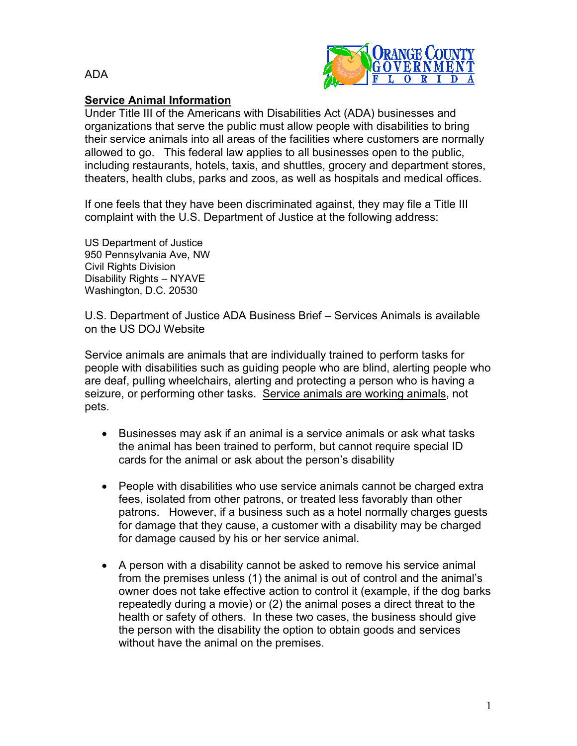ADA

**Service Animal Information**

Under Title III of the Americans with Disabilities Act (ADA) businesses and organizations that serve the public must allow people with disabilities to bring their service animals into all areas of the facilities where customers are normally allowed to go. This federal law applies to all businesses open to the public, including restaurants, hotels, taxis, and shuttles, grocery and department stores, theaters, health clubs, parks and zoos, as well as hospitals and medical offices.

If one feels that they have been discriminated against, they may file a Title III complaint with the U.S. Department of Justice at the following address:

US Department of Justice
950 Pennsylvania Ave, NW
Civil Rights Division
Disability Rights – NYAVE
Washington, D.C. 20530

U.S. Department of Justice ADA Business Brief – Services Animals is available on the US DOJ Website

Service animals are animals that are individually trained to perform tasks for people with disabilities such as guiding people who are blind, alerting people who are deaf, pulling wheelchairs, alerting and protecting a person who is having a seizure, or performing other tasks. Service animals are working animals, not pets.

- Businesses may ask if an animal is a service animals or ask what tasks the animal has been trained to perform, but cannot require special ID cards for the animal or ask about the person's disability

- People with disabilities who use service animals cannot be charged extra fees, isolated from other patrons, or treated less favorably than other patrons. However, if a business such as a hotel normally charges guests for damage that they cause, a customer with a disability may be charged for damage caused by his or her service animal.

- A person with a disability cannot be asked to remove his service animal from the premises unless (1) the animal is out of control and the animal's owner does not take effective action to control it (example, if the dog barks repeatedly during a movie) or (2) the animal poses a direct threat to the health or safety of others. In these two cases, the business should give the person with the disability the option to obtain goods and services without have the animal on the premises.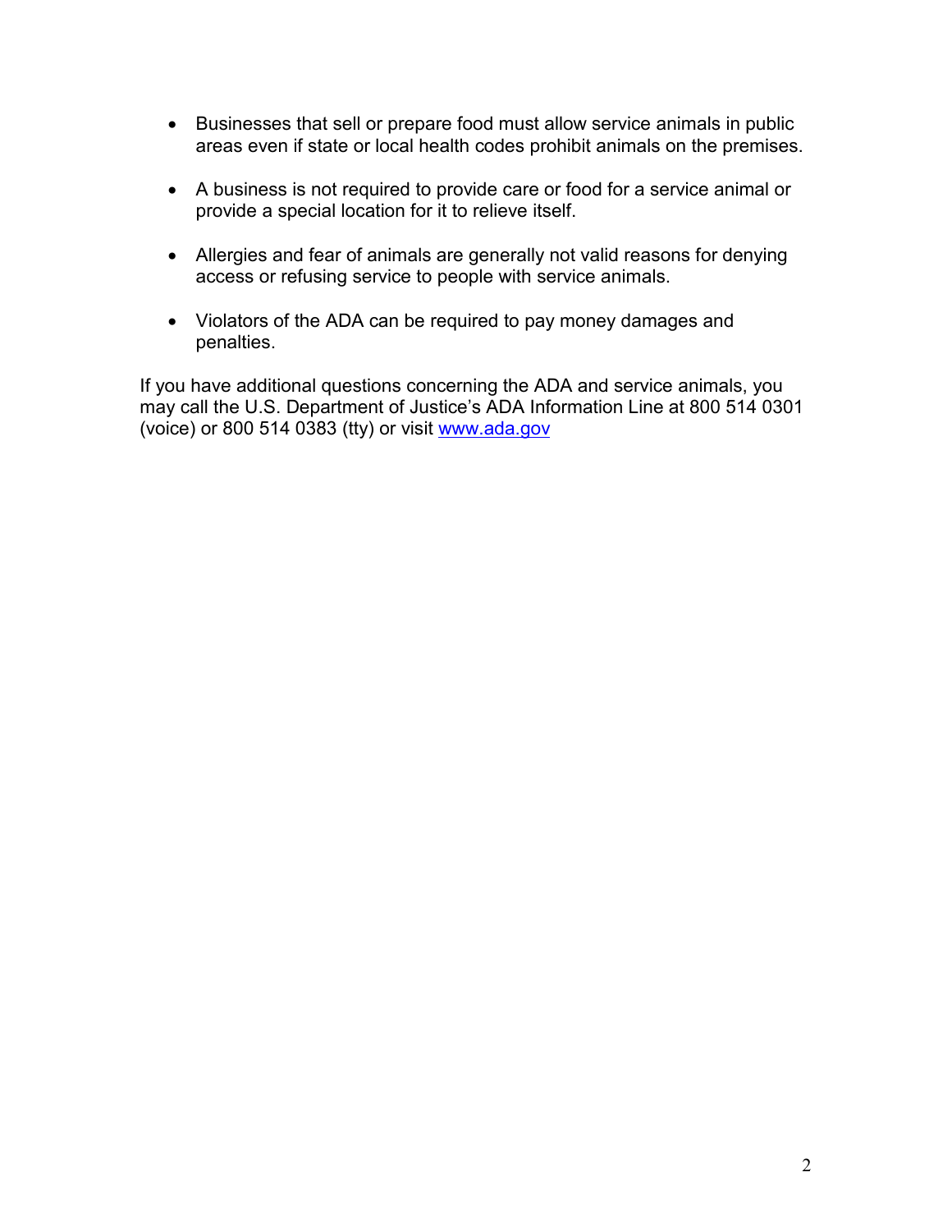- Businesses that sell or prepare food must allow service animals in public areas even if state or local health codes prohibit animals on the premises.

- A business is not required to provide care or food for a service animal or provide a special location for it to relieve itself.

- Allergies and fear of animals are generally not valid reasons for denying access or refusing service to people with service animals.

- Violators of the ADA can be required to pay money damages and penalties.

If you have additional questions concerning the ADA and service animals, you may call the U.S. Department of Justice's ADA Information Line at 800 514 0301 (voice) or 800 514 0383 (tty) or visit [www.ada.gov](http://www.ada.gov)